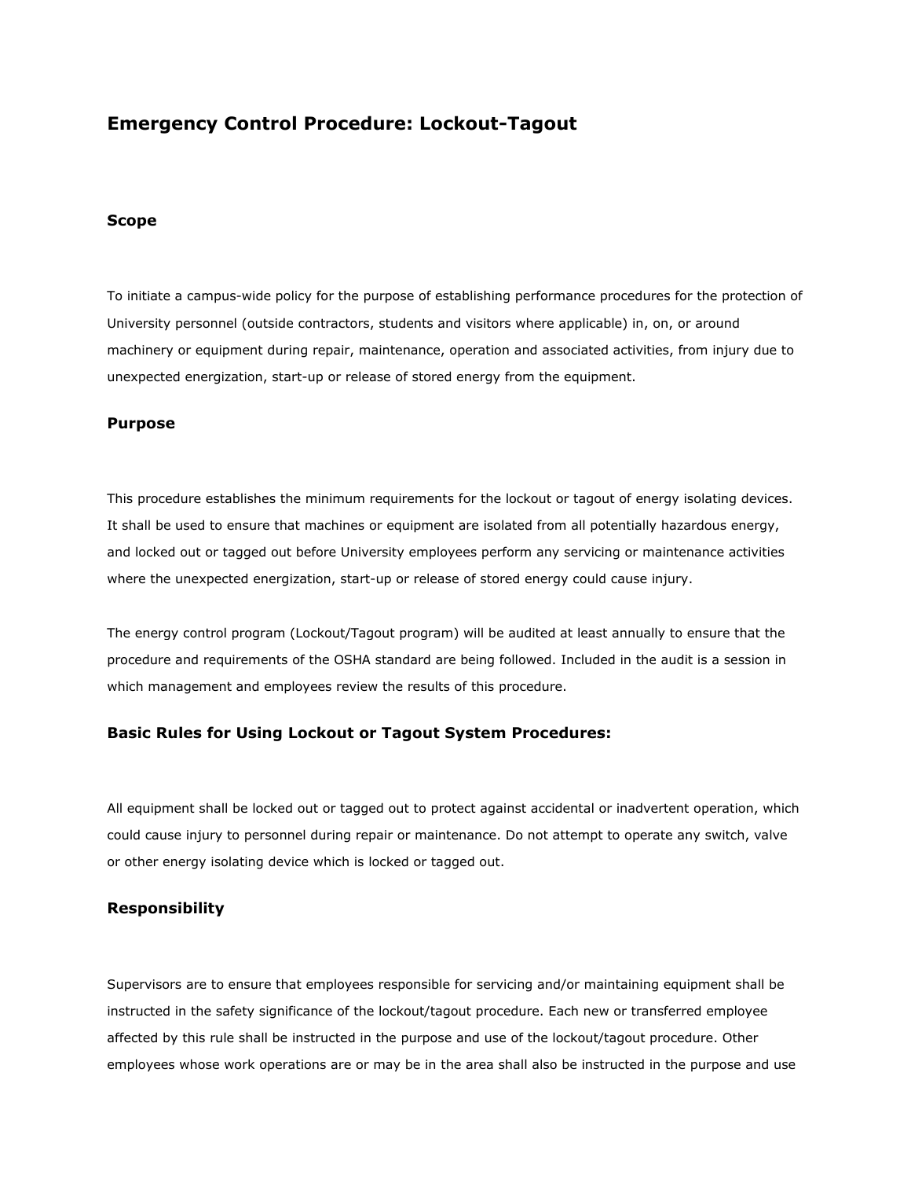# Emergency Control Procedure: Lockout-Tagout

## Scope

To initiate a campus-wide policy for the purpose of establishing performance procedures for the protection of University personnel (outside contractors, students and visitors where applicable) in, on, or around machinery or equipment during repair, maintenance, operation and associated activities, from injury due to unexpected energization, start-up or release of stored energy from the equipment.

## Purpose

This procedure establishes the minimum requirements for the lockout or tagout of energy isolating devices. It shall be used to ensure that machines or equipment are isolated from all potentially hazardous energy, and locked out or tagged out before University employees perform any servicing or maintenance activities where the unexpected energization, start-up or release of stored energy could cause injury.

The energy control program (Lockout/Tagout program) will be audited at least annually to ensure that the procedure and requirements of the OSHA standard are being followed. Included in the audit is a session in which management and employees review the results of this procedure.

## Basic Rules for Using Lockout or Tagout System Procedures:

All equipment shall be locked out or tagged out to protect against accidental or inadvertent operation, which could cause injury to personnel during repair or maintenance. Do not attempt to operate any switch, valve or other energy isolating device which is locked or tagged out.

## Responsibility

Supervisors are to ensure that employees responsible for servicing and/or maintaining equipment shall be instructed in the safety significance of the lockout/tagout procedure. Each new or transferred employee affected by this rule shall be instructed in the purpose and use of the lockout/tagout procedure. Other employees whose work operations are or may be in the area shall also be instructed in the purpose and use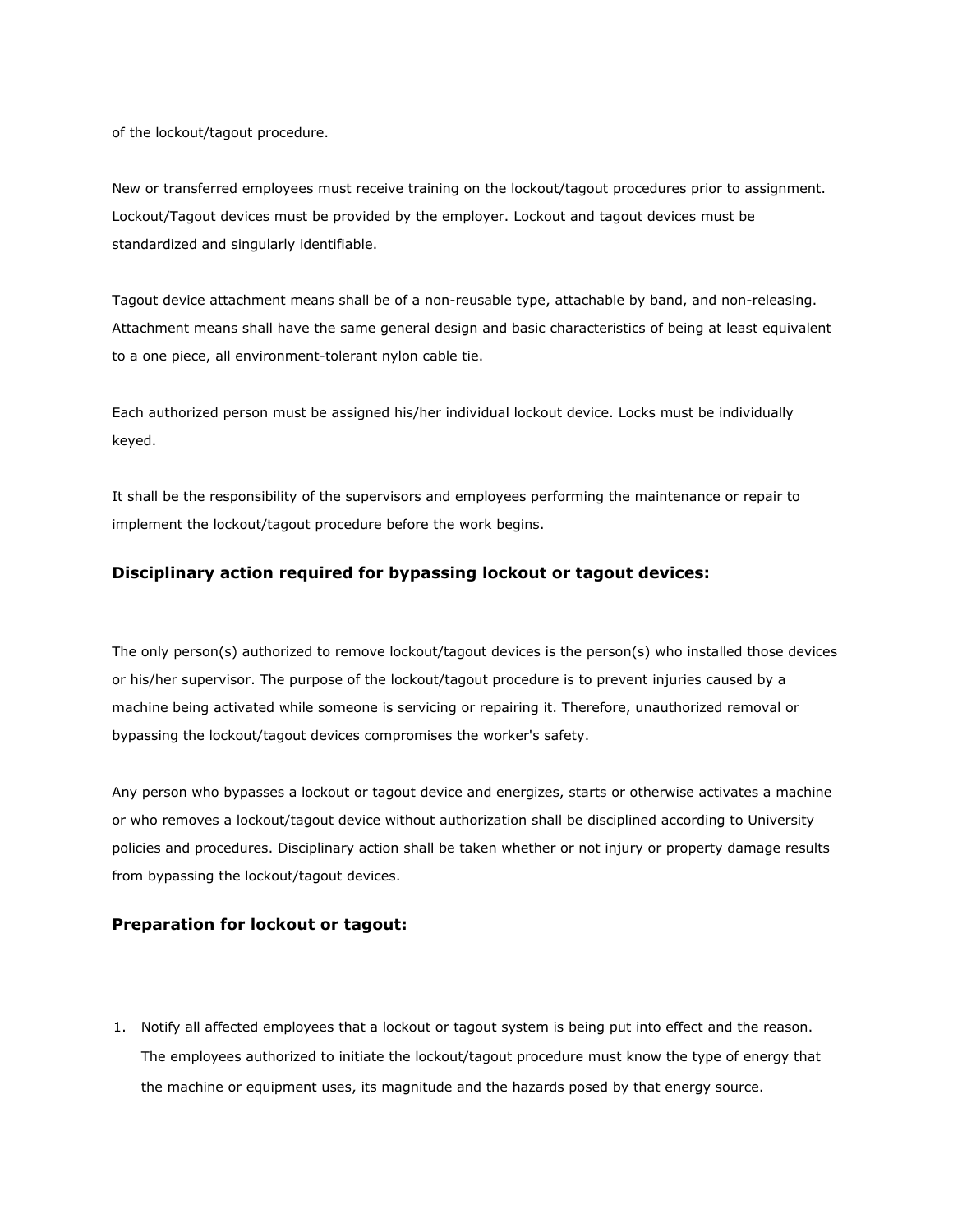of the lockout/tagout procedure.

New or transferred employees must receive training on the lockout/tagout procedures prior to assignment. Lockout/Tagout devices must be provided by the employer. Lockout and tagout devices must be standardized and singularly identifiable.

Tagout device attachment means shall be of a non-reusable type, attachable by band, and non-releasing. Attachment means shall have the same general design and basic characteristics of being at least equivalent to a one piece, all environment-tolerant nylon cable tie.

Each authorized person must be assigned his/her individual lockout device. Locks must be individually keyed.

It shall be the responsibility of the supervisors and employees performing the maintenance or repair to implement the lockout/tagout procedure before the work begins.

### Disciplinary action required for bypassing lockout or tagout devices:

The only person(s) authorized to remove lockout/tagout devices is the person(s) who installed those devices or his/her supervisor. The purpose of the lockout/tagout procedure is to prevent injuries caused by a machine being activated while someone is servicing or repairing it. Therefore, unauthorized removal or bypassing the lockout/tagout devices compromises the worker's safety.

Any person who bypasses a lockout or tagout device and energizes, starts or otherwise activates a machine or who removes a lockout/tagout device without authorization shall be disciplined according to University policies and procedures. Disciplinary action shall be taken whether or not injury or property damage results from bypassing the lockout/tagout devices.

### Preparation for lockout or tagout:

1. Notify all affected employees that a lockout or tagout system is being put into effect and the reason. The employees authorized to initiate the lockout/tagout procedure must know the type of energy that the machine or equipment uses, its magnitude and the hazards posed by that energy source.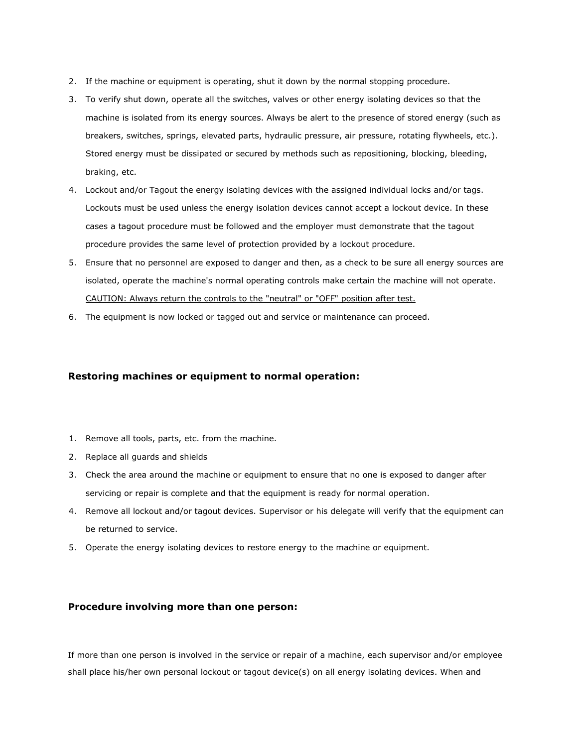2. If the machine or equipment is operating, shut it down by the normal stopping procedure.
3. To verify shut down, operate all the switches, valves or other energy isolating devices so that the machine is isolated from its energy sources. Always be alert to the presence of stored energy (such as breakers, switches, springs, elevated parts, hydraulic pressure, air pressure, rotating flywheels, etc.). Stored energy must be dissipated or secured by methods such as repositioning, blocking, bleeding, braking, etc.
4. Lockout and/or Tagout the energy isolating devices with the assigned individual locks and/or tags. Lockouts must be used unless the energy isolation devices cannot accept a lockout device. In these cases a tagout procedure must be followed and the employer must demonstrate that the tagout procedure provides the same level of protection provided by a lockout procedure.
5. Ensure that no personnel are exposed to danger and then, as a check to be sure all energy sources are isolated, operate the machine's normal operating controls make certain the machine will not operate. <u>CAUTION: Always return the controls to the "neutral" or "OFF" position after test.</u>
6. The equipment is now locked or tagged out and service or maintenance can proceed.

### Restoring machines or equipment to normal operation:

1. Remove all tools, parts, etc. from the machine.
2. Replace all guards and shields
3. Check the area around the machine or equipment to ensure that no one is exposed to danger after servicing or repair is complete and that the equipment is ready for normal operation.
4. Remove all lockout and/or tagout devices. Supervisor or his delegate will verify that the equipment can be returned to service.
5. Operate the energy isolating devices to restore energy to the machine or equipment.

### Procedure involving more than one person:

If more than one person is involved in the service or repair of a machine, each supervisor and/or employee shall place his/her own personal lockout or tagout device(s) on all energy isolating devices. When and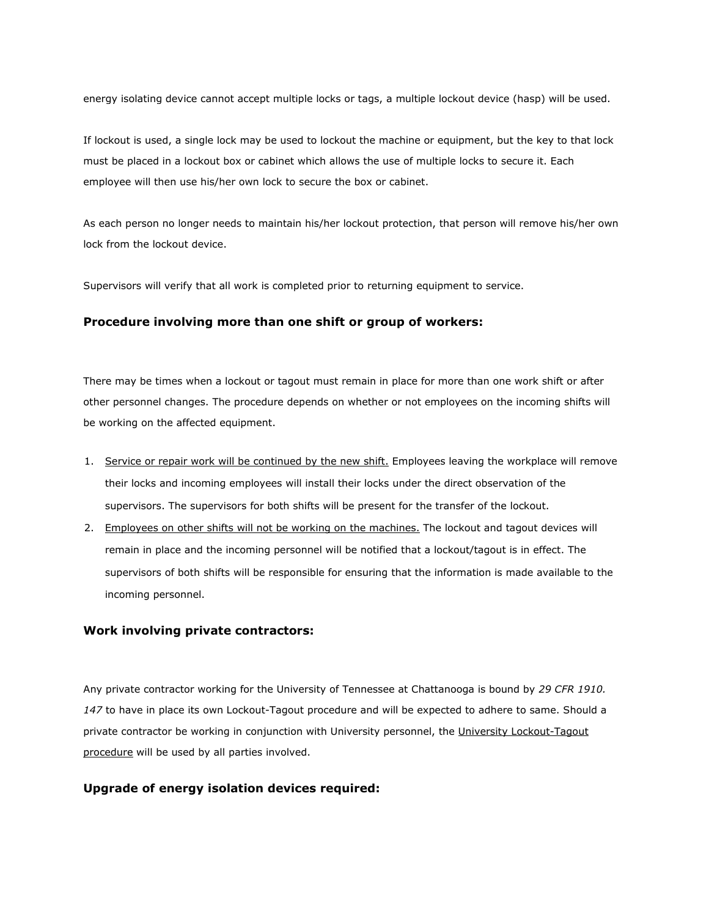energy isolating device cannot accept multiple locks or tags, a multiple lockout device (hasp) will be used.

If lockout is used, a single lock may be used to lockout the machine or equipment, but the key to that lock must be placed in a lockout box or cabinet which allows the use of multiple locks to secure it. Each employee will then use his/her own lock to secure the box or cabinet.

As each person no longer needs to maintain his/her lockout protection, that person will remove his/her own lock from the lockout device.

Supervisors will verify that all work is completed prior to returning equipment to service.

### Procedure involving more than one shift or group of workers:

There may be times when a lockout or tagout must remain in place for more than one work shift or after other personnel changes. The procedure depends on whether or not employees on the incoming shifts will be working on the affected equipment.

1. Service or repair work will be continued by the new shift. Employees leaving the workplace will remove their locks and incoming employees will install their locks under the direct observation of the supervisors. The supervisors for both shifts will be present for the transfer of the lockout.
2. Employees on other shifts will not be working on the machines. The lockout and tagout devices will remain in place and the incoming personnel will be notified that a lockout/tagout is in effect. The supervisors of both shifts will be responsible for ensuring that the information is made available to the incoming personnel.

### Work involving private contractors:

Any private contractor working for the University of Tennessee at Chattanooga is bound by *29 CFR 1910. 147* to have in place its own Lockout-Tagout procedure and will be expected to adhere to same. Should a private contractor be working in conjunction with University personnel, the University Lockout-Tagout procedure will be used by all parties involved.

### Upgrade of energy isolation devices required: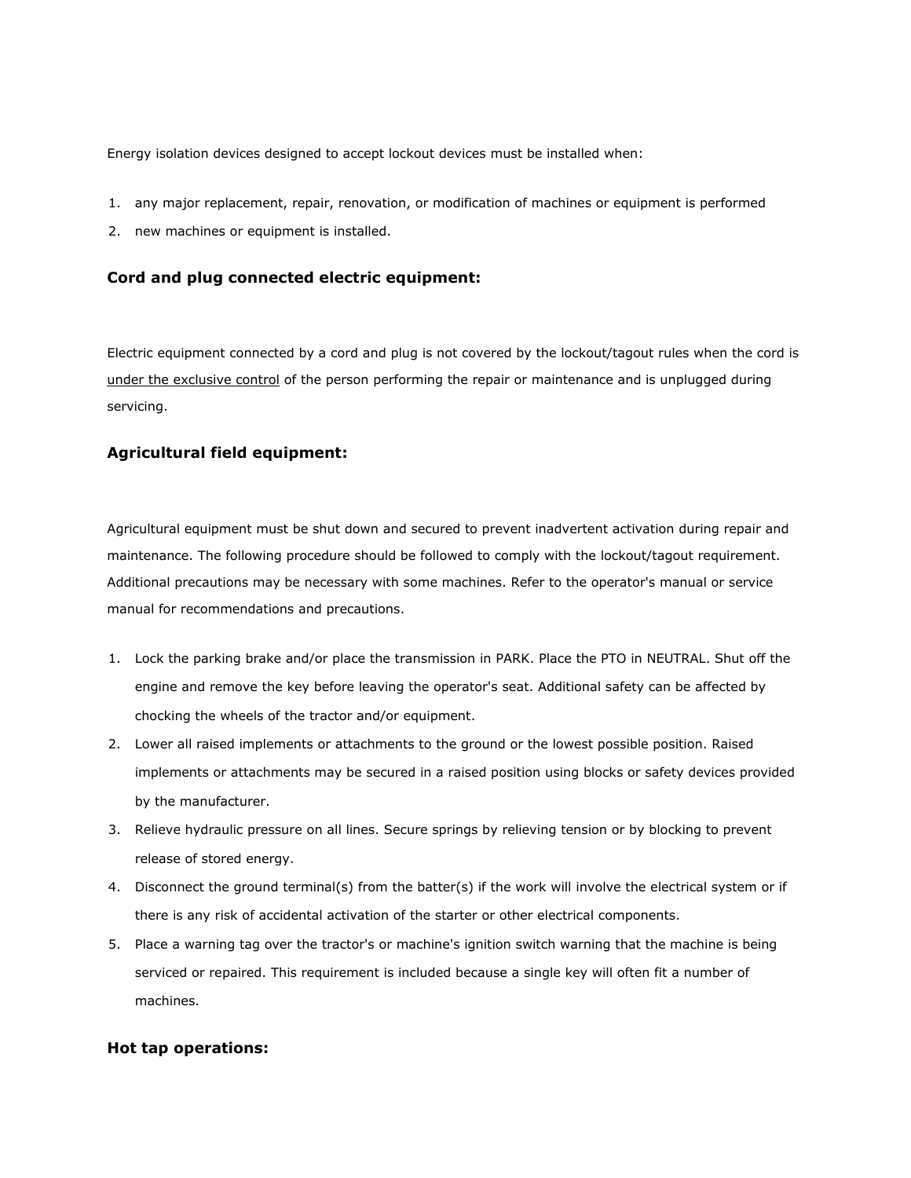Energy isolation devices designed to accept lockout devices must be installed when:

1. any major replacement, repair, renovation, or modification of machines or equipment is performed
2. new machines or equipment is installed.

### Cord and plug connected electric equipment:

Electric equipment connected by a cord and plug is not covered by the lockout/tagout rules when the cord is under the exclusive control of the person performing the repair or maintenance and is unplugged during servicing.

### Agricultural field equipment:

Agricultural equipment must be shut down and secured to prevent inadvertent activation during repair and maintenance. The following procedure should be followed to comply with the lockout/tagout requirement. Additional precautions may be necessary with some machines. Refer to the operator's manual or service manual for recommendations and precautions.

1. Lock the parking brake and/or place the transmission in PARK. Place the PTO in NEUTRAL. Shut off the engine and remove the key before leaving the operator's seat. Additional safety can be affected by chocking the wheels of the tractor and/or equipment.
2. Lower all raised implements or attachments to the ground or the lowest possible position. Raised implements or attachments may be secured in a raised position using blocks or safety devices provided by the manufacturer.
3. Relieve hydraulic pressure on all lines. Secure springs by relieving tension or by blocking to prevent release of stored energy.
4. Disconnect the ground terminal(s) from the batter(s) if the work will involve the electrical system or if there is any risk of accidental activation of the starter or other electrical components.
5. Place a warning tag over the tractor's or machine's ignition switch warning that the machine is being serviced or repaired. This requirement is included because a single key will often fit a number of machines.

### Hot tap operations: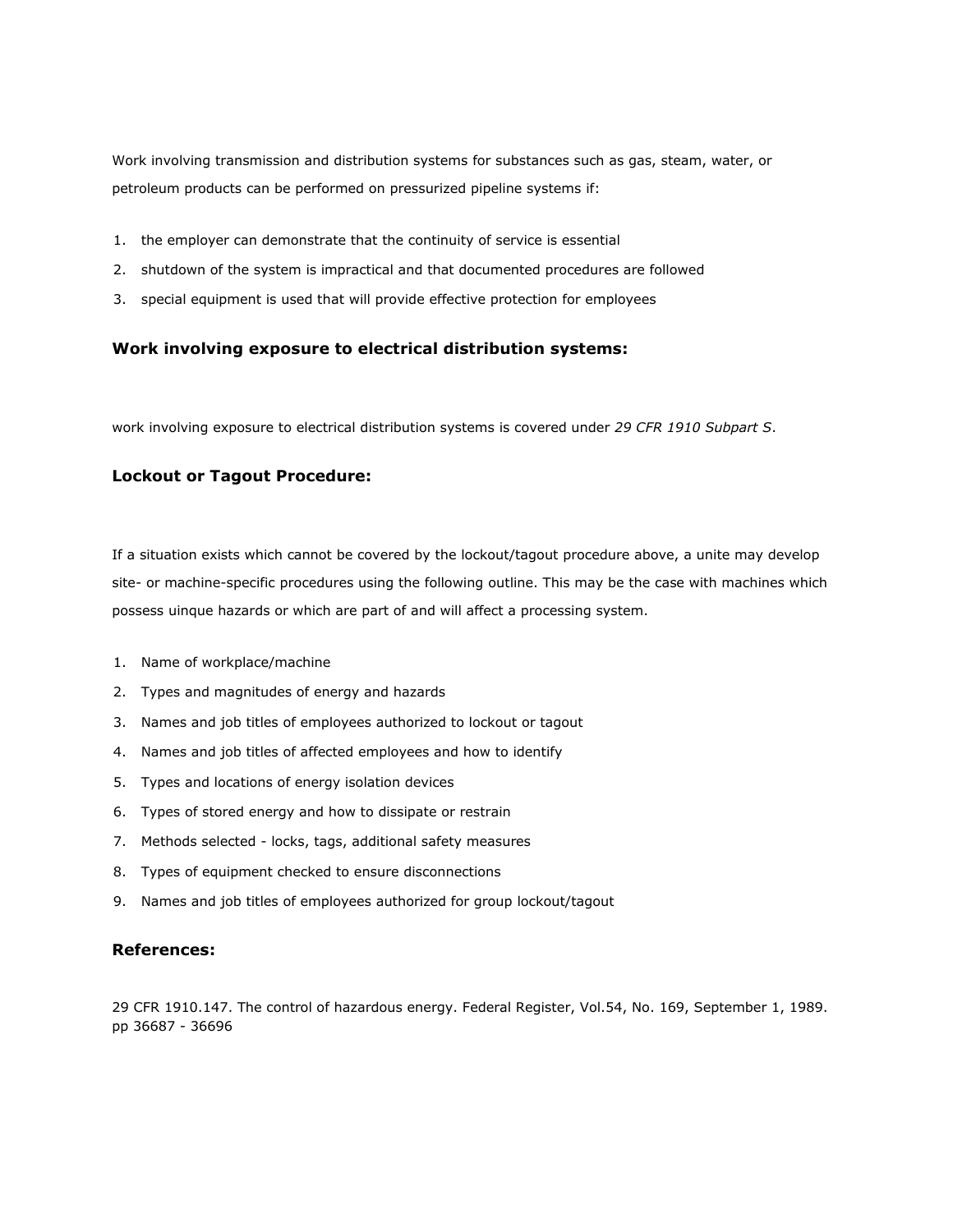Work involving transmission and distribution systems for substances such as gas, steam, water, or petroleum products can be performed on pressurized pipeline systems if:

1. the employer can demonstrate that the continuity of service is essential
2. shutdown of the system is impractical and that documented procedures are followed
3. special equipment is used that will provide effective protection for employees

### Work involving exposure to electrical distribution systems:

work involving exposure to electrical distribution systems is covered under *29 CFR 1910 Subpart S*.

### Lockout or Tagout Procedure:

If a situation exists which cannot be covered by the lockout/tagout procedure above, a unite may develop site- or machine-specific procedures using the following outline. This may be the case with machines which possess uinque hazards or which are part of and will affect a processing system.

1. Name of workplace/machine
2. Types and magnitudes of energy and hazards
3. Names and job titles of employees authorized to lockout or tagout
4. Names and job titles of affected employees and how to identify
5. Types and locations of energy isolation devices
6. Types of stored energy and how to dissipate or restrain
7. Methods selected - locks, tags, additional safety measures
8. Types of equipment checked to ensure disconnections
9. Names and job titles of employees authorized for group lockout/tagout

### References:

29 CFR 1910.147. The control of hazardous energy. Federal Register, Vol.54, No. 169, September 1, 1989. pp 36687 - 36696